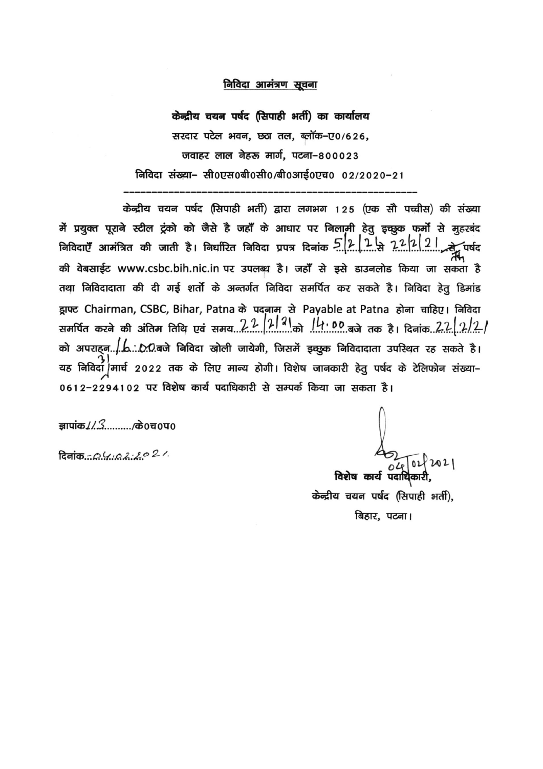# निविदा आमंत्रण सूचना

**केन्द्रीय चयन पर्षद (सिपाही भर्ती) का कार्यालय**

सरदार पटेल भवन, छठा तल, ब्लॉक-ए0/626,

जवाहर लाल नेहरू मार्ग, पटना-800023

निविदा संख्या- सी0एस0बी0सी0/बी0आई0एच0 02/2020-21

---

केन्द्रीय चयन पर्षद (सिपाही भर्ती) द्वारा लगभग 125 (एक सौ पच्चीस) की संख्या में प्रयुक्त पूराने स्टील ट्रंको को जैसे है जहाँ के आधार पर निलामी हेतु इच्छुक फर्मो से मुहरबंद निविदाएँ आमंत्रित की जाती है। निर्धारित निविदा प्रपत्र दिनांक 5/2/21 से 22/2/21 तक पर्षद की वेबसाईट www.csbc.bih.nic.in पर उपलब्ध है। जहाँ से इसे डाउनलोड किया जा सकता है तथा निविदादाता की दी गई शर्तो के अन्तर्गत निविदा समर्पित कर सकते है। निविदा हेतु डिमांड ड्राफ्ट Chairman, CSBC, Bihar, Patna के पदनाम से Payable at Patna होना चाहिए। निविदा समर्पित करने की अंतिम तिथि एवं समय 22/2/21 को 14.00 बजे तक है। दिनांक 22/2/21 को अपराह्न 16.00 बजे निविदा खोली जायेगी, जिसमें इच्छुक निविदादाता उपस्थित रह सकते है। यह निविदा 31 मार्च 2022 तक के लिए मान्य होगी। विशेष जानकारी हेतु पर्षद के टेलिफोन संख्या-0612-2294102 पर विशेष कार्य पदाधिकारी से सम्पर्क किया जा सकता है।

ज्ञापांक 113/के0च0प0

दिनांक 04.02.2021

04/02/2021

विशेष कार्य पदाधिकारी,

केन्द्रीय चयन पर्षद (सिपाही भर्ती),

बिहार, पटना।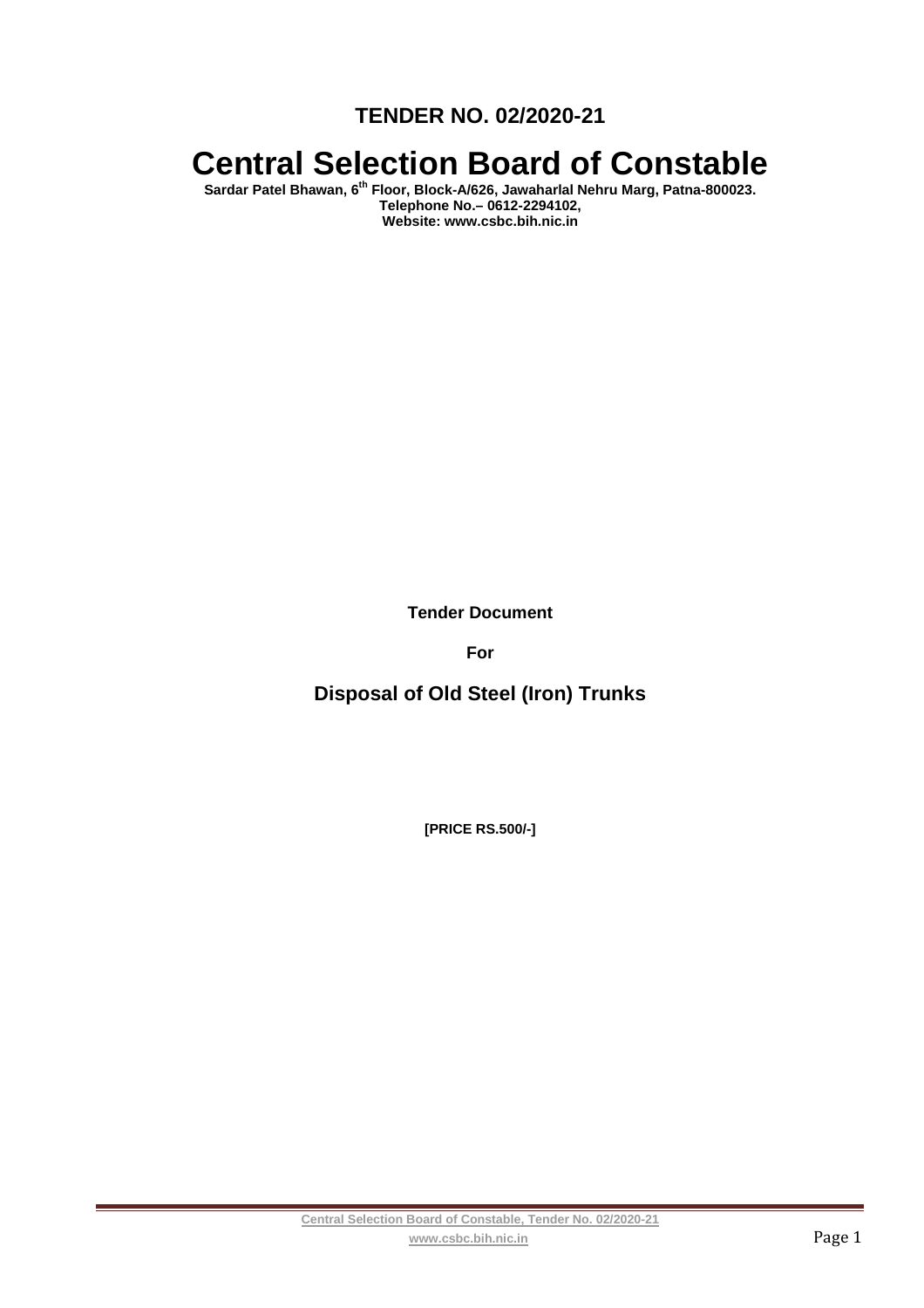**TENDER NO. 02/2020-21**

# Central Selection Board of Constable

**Sardar Patel Bhawan, 6th Floor, Block-A/626, Jawaharlal Nehru Marg, Patna-800023.**
**Telephone No.– 0612-2294102,**
**Website: www.csbc.bih.nic.in**

**Tender Document**

**For**

## Disposal of Old Steel (Iron) Trunks

**[PRICE RS.500/-]**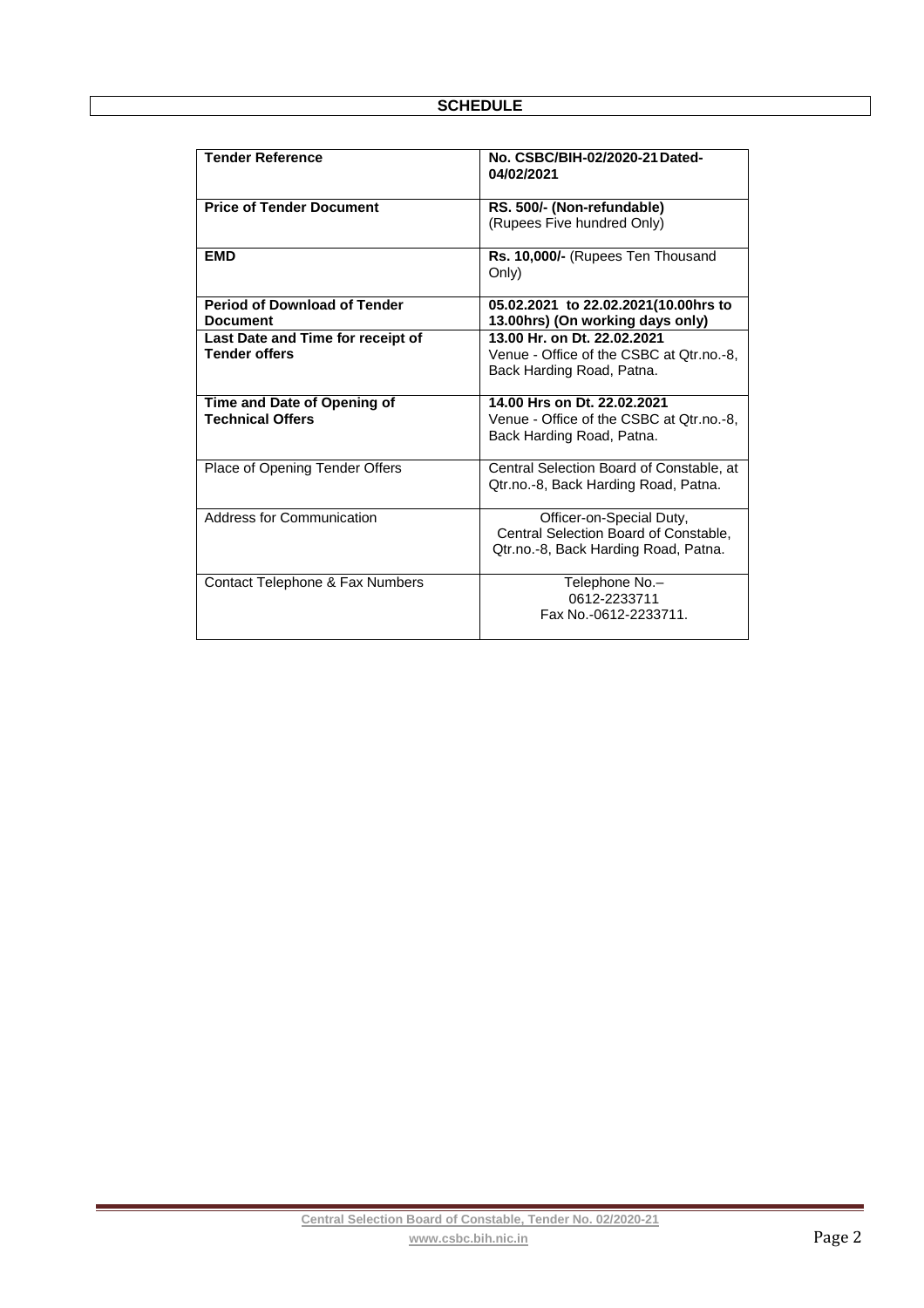# SCHEDULE

| | |
|---|---|
| **Tender Reference** | **No. CSBC/BIH-02/2020-21 Dated-04/02/2021** |
| **Price of Tender Document** | **RS. 500/- (Non-refundable)** (Rupees Five hundred Only) |
| **EMD** | **Rs. 10,000/-** (Rupees Ten Thousand Only) |
| **Period of Download of Tender Document** | **05.02.2021 to 22.02.2021(10.00hrs to 13.00hrs) (On working days only)** |
| **Last Date and Time for receipt of Tender offers** | **13.00 Hr. on Dt. 22.02.2021** Venue - Office of the CSBC at Qtr.no.-8, Back Harding Road, Patna. |
| **Time and Date of Opening of Technical Offers** | **14.00 Hrs on Dt. 22.02.2021** Venue - Office of the CSBC at Qtr.no.-8, Back Harding Road, Patna. |
| Place of Opening Tender Offers | Central Selection Board of Constable, at Qtr.no.-8, Back Harding Road, Patna. |
| Address for Communication | Officer-on-Special Duty, Central Selection Board of Constable, Qtr.no.-8, Back Harding Road, Patna. |
| Contact Telephone & Fax Numbers | Telephone No.– 0612-2233711 Fax No.-0612-2233711. |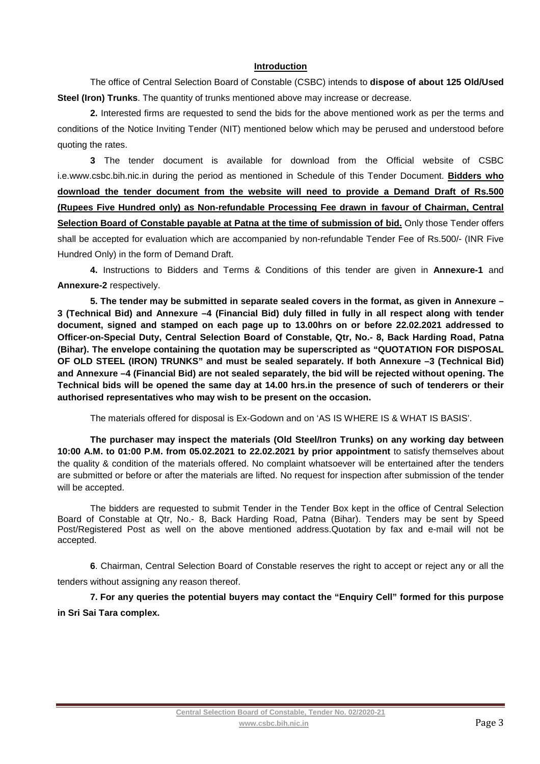## Introduction

The office of Central Selection Board of Constable (CSBC) intends to **dispose of about 125 Old/Used Steel (Iron) Trunks**. The quantity of trunks mentioned above may increase or decrease.

**2.** Interested firms are requested to send the bids for the above mentioned work as per the terms and conditions of the Notice Inviting Tender (NIT) mentioned below which may be perused and understood before quoting the rates.

**3** The tender document is available for download from the Official website of CSBC i.e.www.csbc.bih.nic.in during the period as mentioned in Schedule of this Tender Document. **Bidders who download the tender document from the website will need to provide a Demand Draft of Rs.500 (Rupees Five Hundred only) as Non-refundable Processing Fee drawn in favour of Chairman, Central Selection Board of Constable payable at Patna at the time of submission of bid.** Only those Tender offers shall be accepted for evaluation which are accompanied by non-refundable Tender Fee of Rs.500/- (INR Five Hundred Only) in the form of Demand Draft.

**4.** Instructions to Bidders and Terms & Conditions of this tender are given in **Annexure-1** and **Annexure-2** respectively.

**5. The tender may be submitted in separate sealed covers in the format, as given in Annexure –3 (Technical Bid) and Annexure –4 (Financial Bid) duly filled in fully in all respect along with tender document, signed and stamped on each page up to 13.00hrs on or before 22.02.2021 addressed to Officer-on-Special Duty, Central Selection Board of Constable, Qtr, No.- 8, Back Harding Road, Patna (Bihar). The envelope containing the quotation may be superscripted as "QUOTATION FOR DISPOSAL OF OLD STEEL (IRON) TRUNKS" and must be sealed separately. If both Annexure –3 (Technical Bid) and Annexure –4 (Financial Bid) are not sealed separately, the bid will be rejected without opening. The Technical bids will be opened the same day at 14.00 hrs.in the presence of such of tenderers or their authorised representatives who may wish to be present on the occasion.**

The materials offered for disposal is Ex-Godown and on 'AS IS WHERE IS & WHAT IS BASIS'.

**The purchaser may inspect the materials (Old Steel/Iron Trunks) on any working day between 10:00 A.M. to 01:00 P.M. from 05.02.2021 to 22.02.2021 by prior appointment** to satisfy themselves about the quality & condition of the materials offered. No complaint whatsoever will be entertained after the tenders are submitted or before or after the materials are lifted. No request for inspection after submission of the tender will be accepted.

The bidders are requested to submit Tender in the Tender Box kept in the office of Central Selection Board of Constable at Qtr, No.- 8, Back Harding Road, Patna (Bihar). Tenders may be sent by Speed Post/Registered Post as well on the above mentioned address.Quotation by fax and e-mail will not be accepted.

**6**. Chairman, Central Selection Board of Constable reserves the right to accept or reject any or all the tenders without assigning any reason thereof.

**7. For any queries the potential buyers may contact the "Enquiry Cell" formed for this purpose in Sri Sai Tara complex.**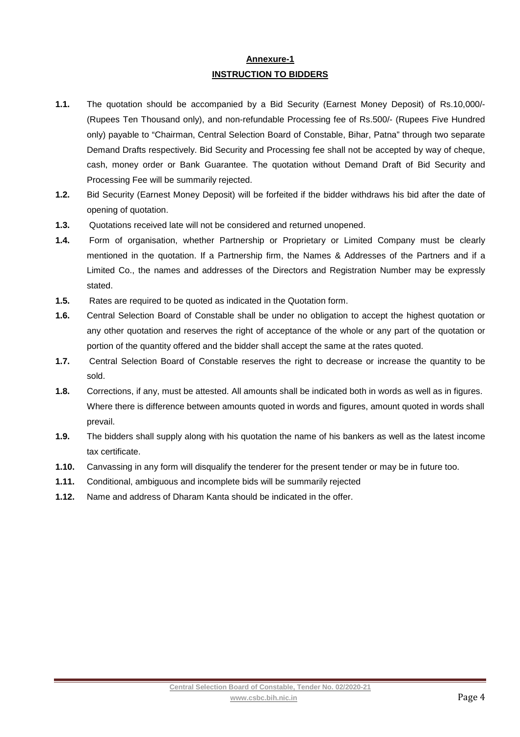## Annexure-1

## INSTRUCTION TO BIDDERS

**1.1.** The quotation should be accompanied by a Bid Security (Earnest Money Deposit) of Rs.10,000/- (Rupees Ten Thousand only), and non-refundable Processing fee of Rs.500/- (Rupees Five Hundred only) payable to "Chairman, Central Selection Board of Constable, Bihar, Patna" through two separate Demand Drafts respectively. Bid Security and Processing fee shall not be accepted by way of cheque, cash, money order or Bank Guarantee. The quotation without Demand Draft of Bid Security and Processing Fee will be summarily rejected.

**1.2.** Bid Security (Earnest Money Deposit) will be forfeited if the bidder withdraws his bid after the date of opening of quotation.

**1.3.** Quotations received late will not be considered and returned unopened.

**1.4.** Form of organisation, whether Partnership or Proprietary or Limited Company must be clearly mentioned in the quotation. If a Partnership firm, the Names & Addresses of the Partners and if a Limited Co., the names and addresses of the Directors and Registration Number may be expressly stated.

**1.5.** Rates are required to be quoted as indicated in the Quotation form.

**1.6.** Central Selection Board of Constable shall be under no obligation to accept the highest quotation or any other quotation and reserves the right of acceptance of the whole or any part of the quotation or portion of the quantity offered and the bidder shall accept the same at the rates quoted.

**1.7.** Central Selection Board of Constable reserves the right to decrease or increase the quantity to be sold.

**1.8.** Corrections, if any, must be attested. All amounts shall be indicated both in words as well as in figures. Where there is difference between amounts quoted in words and figures, amount quoted in words shall prevail.

**1.9.** The bidders shall supply along with his quotation the name of his bankers as well as the latest income tax certificate.

**1.10.** Canvassing in any form will disqualify the tenderer for the present tender or may be in future too.

**1.11.** Conditional, ambiguous and incomplete bids will be summarily rejected

**1.12.** Name and address of Dharam Kanta should be indicated in the offer.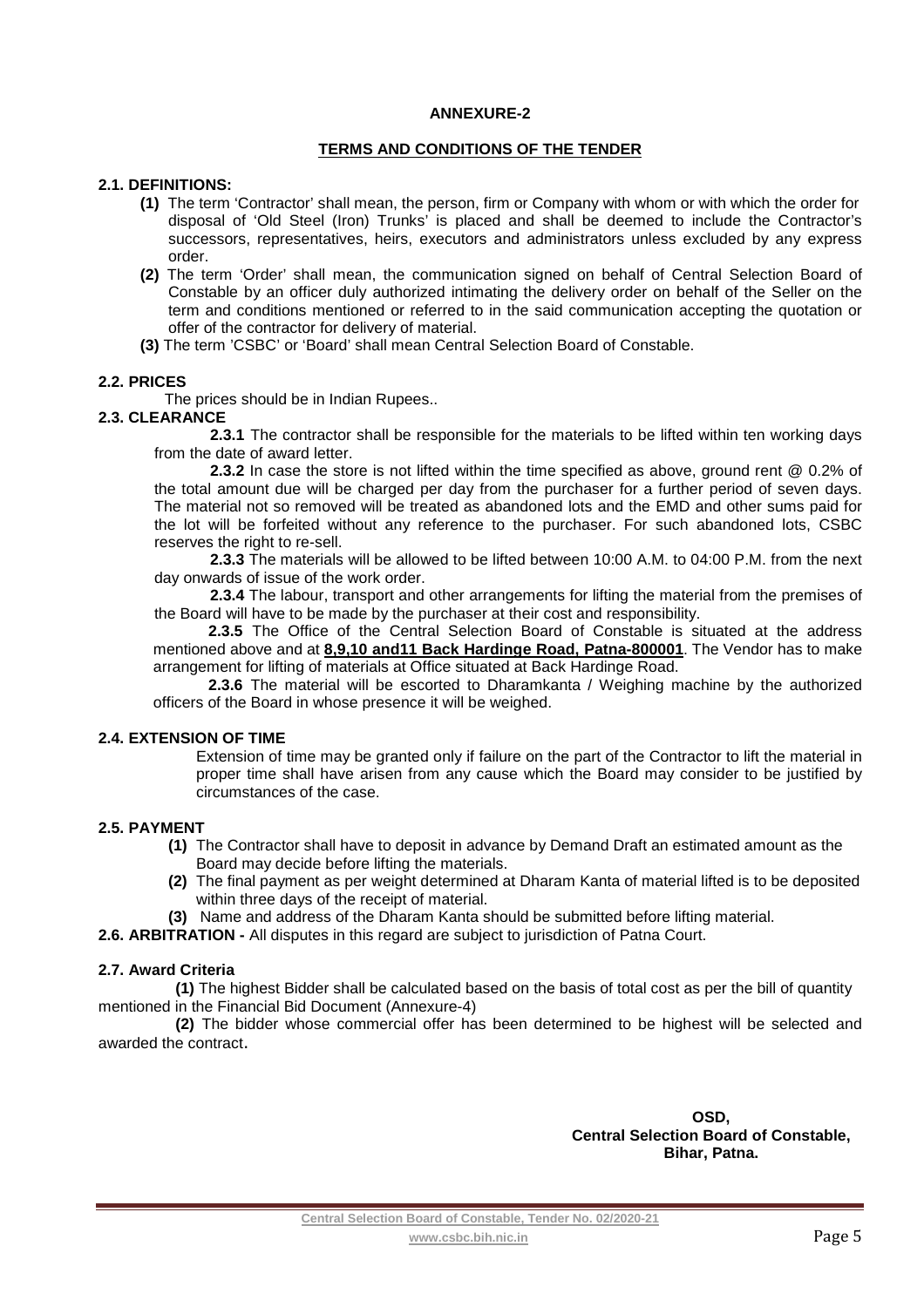## ANNEXURE-2

### TERMS AND CONDITIONS OF THE TENDER

**2.1. DEFINITIONS:**

**(1)** The term 'Contractor' shall mean, the person, firm or Company with whom or with which the order for disposal of 'Old Steel (Iron) Trunks' is placed and shall be deemed to include the Contractor's successors, representatives, heirs, executors and administrators unless excluded by any express order.

**(2)** The term 'Order' shall mean, the communication signed on behalf of Central Selection Board of Constable by an officer duly authorized intimating the delivery order on behalf of the Seller on the term and conditions mentioned or referred to in the said communication accepting the quotation or offer of the contractor for delivery of material.

**(3)** The term 'CSBC' or 'Board' shall mean Central Selection Board of Constable.

**2.2. PRICES**

The prices should be in Indian Rupees..

**2.3. CLEARANCE**

**2.3.1** The contractor shall be responsible for the materials to be lifted within ten working days from the date of award letter.

**2.3.2** In case the store is not lifted within the time specified as above, ground rent @ 0.2% of the total amount due will be charged per day from the purchaser for a further period of seven days. The material not so removed will be treated as abandoned lots and the EMD and other sums paid for the lot will be forfeited without any reference to the purchaser. For such abandoned lots, CSBC reserves the right to re-sell.

**2.3.3** The materials will be allowed to be lifted between 10:00 A.M. to 04:00 P.M. from the next day onwards of issue of the work order.

**2.3.4** The labour, transport and other arrangements for lifting the material from the premises of the Board will have to be made by the purchaser at their cost and responsibility.

**2.3.5** The Office of the Central Selection Board of Constable is situated at the address mentioned above and at **8,9,10 and11 Back Hardinge Road, Patna-800001**. The Vendor has to make arrangement for lifting of materials at Office situated at Back Hardinge Road.

**2.3.6** The material will be escorted to Dharamkanta / Weighing machine by the authorized officers of the Board in whose presence it will be weighed.

**2.4. EXTENSION OF TIME**

Extension of time may be granted only if failure on the part of the Contractor to lift the material in proper time shall have arisen from any cause which the Board may consider to be justified by circumstances of the case.

**2.5. PAYMENT**

**(1)** The Contractor shall have to deposit in advance by Demand Draft an estimated amount as the Board may decide before lifting the materials.

**(2)** The final payment as per weight determined at Dharam Kanta of material lifted is to be deposited within three days of the receipt of material.

**(3)** Name and address of the Dharam Kanta should be submitted before lifting material.

**2.6. ARBITRATION -** All disputes in this regard are subject to jurisdiction of Patna Court.

**2.7. Award Criteria**

**(1)** The highest Bidder shall be calculated based on the basis of total cost as per the bill of quantity mentioned in the Financial Bid Document (Annexure-4)

**(2)** The bidder whose commercial offer has been determined to be highest will be selected and awarded the contract.

**OSD,**
**Central Selection Board of Constable,**
**Bihar, Patna.**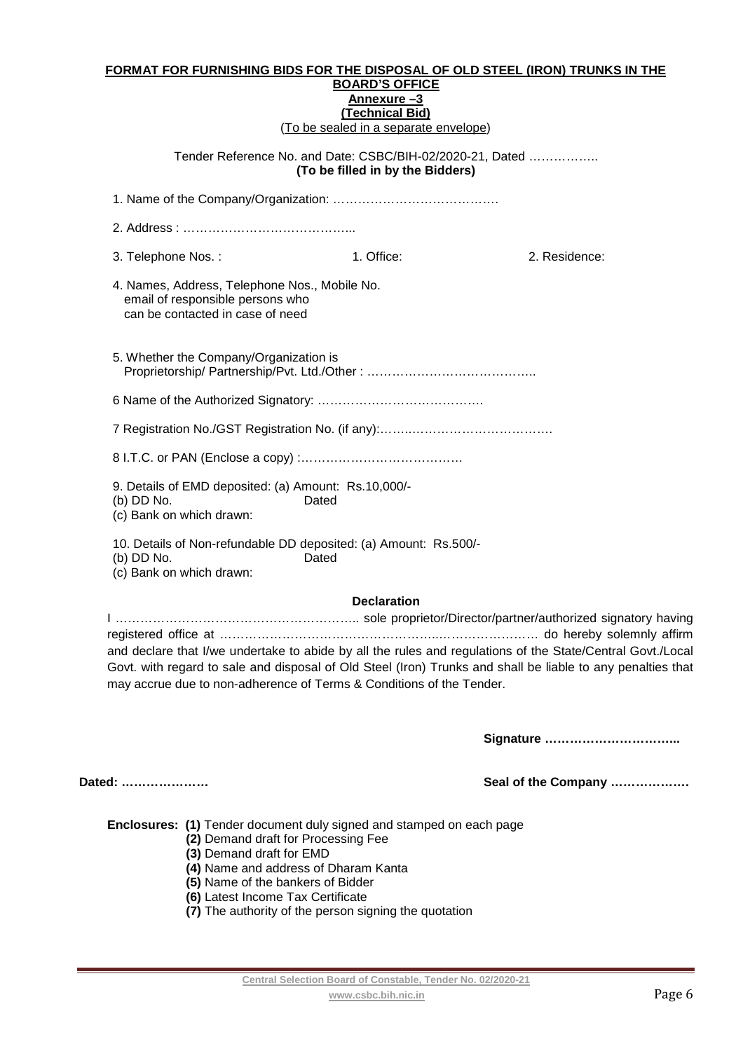**FORMAT FOR FURNISHING BIDS FOR THE DISPOSAL OF OLD STEEL (IRON) TRUNKS IN THE BOARD'S OFFICE**

**Annexure –3**

**(Technical Bid)**

(To be sealed in a separate envelope)

Tender Reference No. and Date: CSBC/BIH-02/2020-21, Dated ……………..
**(To be filled in by the Bidders)**

1. Name of the Company/Organization: ………………………………….

2. Address : …………………………………...

3. Telephone Nos. : 1. Office: 2. Residence:

4. Names, Address, Telephone Nos., Mobile No. email of responsible persons who can be contacted in case of need

5. Whether the Company/Organization is Proprietorship/ Partnership/Pvt. Ltd./Other : …………………………………..

6 Name of the Authorized Signatory: ………………………………….

7 Registration No./GST Registration No. (if any):……..…………………………….

8 I.T.C. or PAN (Enclose a copy) :…………………………………

9. Details of EMD deposited: (a) Amount: Rs.10,000/-
(b) DD No. Dated
(c) Bank on which drawn:

10. Details of Non-refundable DD deposited: (a) Amount: Rs.500/-
(b) DD No. Dated
(c) Bank on which drawn:

**Declaration**

I ………………………………………………….. sole proprietor/Director/partner/authorized signatory having registered office at …………………………………………...…………………. do hereby solemnly affirm and declare that I/we undertake to abide by all the rules and regulations of the State/Central Govt./Local Govt. with regard to sale and disposal of Old Steel (Iron) Trunks and shall be liable to any penalties that may accrue due to non-adherence of Terms & Conditions of the Tender.

**Signature …………………………...**

**Dated: …………………** **Seal of the Company ………………**

**Enclosures:** **(1)** Tender document duly signed and stamped on each page
**(2)** Demand draft for Processing Fee
**(3)** Demand draft for EMD
**(4)** Name and address of Dharam Kanta
**(5)** Name of the bankers of Bidder
**(6)** Latest Income Tax Certificate
**(7)** The authority of the person signing the quotation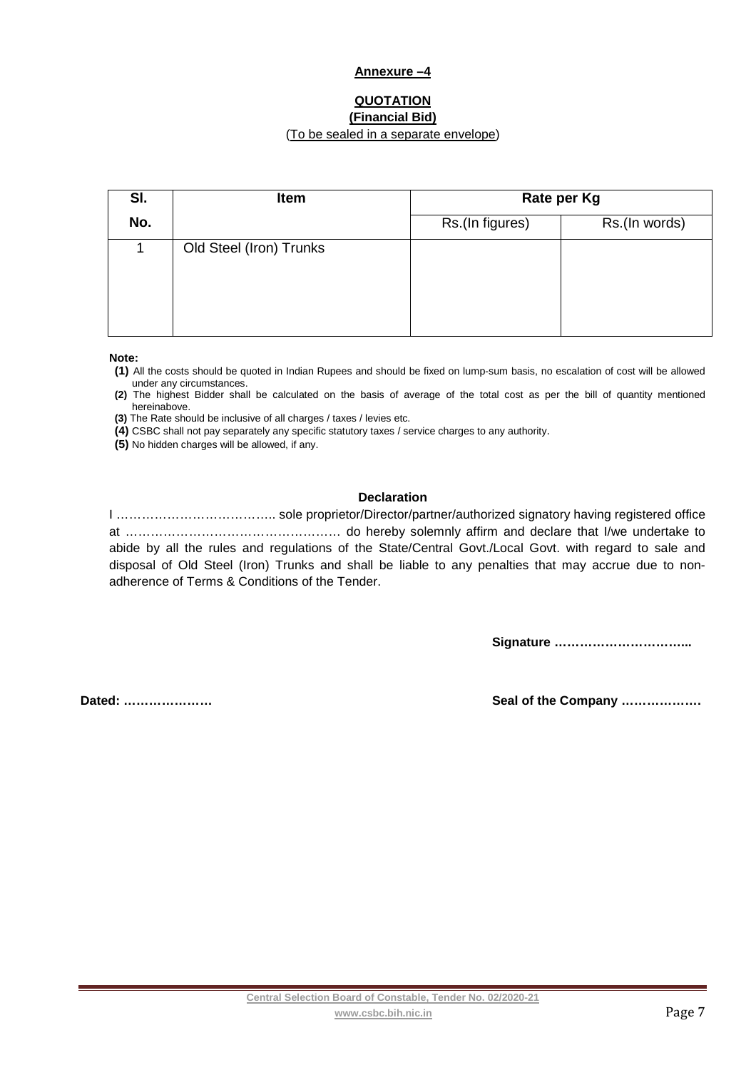**Annexure –4**

**QUOTATION**

**(Financial Bid)**

(To be sealed in a separate envelope)

| Sl. No. | Item | Rate per Kg | |
|---|---|---|---|
| | | Rs.(In figures) | Rs.(In words) |
| 1 | Old Steel (Iron) Trunks | | |

**Note:**

**(1)** All the costs should be quoted in Indian Rupees and should be fixed on lump-sum basis, no escalation of cost will be allowed under any circumstances.

**(2)** The highest Bidder shall be calculated on the basis of average of the total cost as per the bill of quantity mentioned hereinabove.

**(3)** The Rate should be inclusive of all charges / taxes / levies etc.

**(4)** CSBC shall not pay separately any specific statutory taxes / service charges to any authority.

**(5)** No hidden charges will be allowed, if any.

**Declaration**

I ……………………………….. sole proprietor/Director/partner/authorized signatory having registered office at …………………………………………… do hereby solemnly affirm and declare that I/we undertake to abide by all the rules and regulations of the State/Central Govt./Local Govt. with regard to sale and disposal of Old Steel (Iron) Trunks and shall be liable to any penalties that may accrue due to non-adherence of Terms & Conditions of the Tender.

**Signature …………………………...**

**Dated: …………………**

**Seal of the Company ………………**